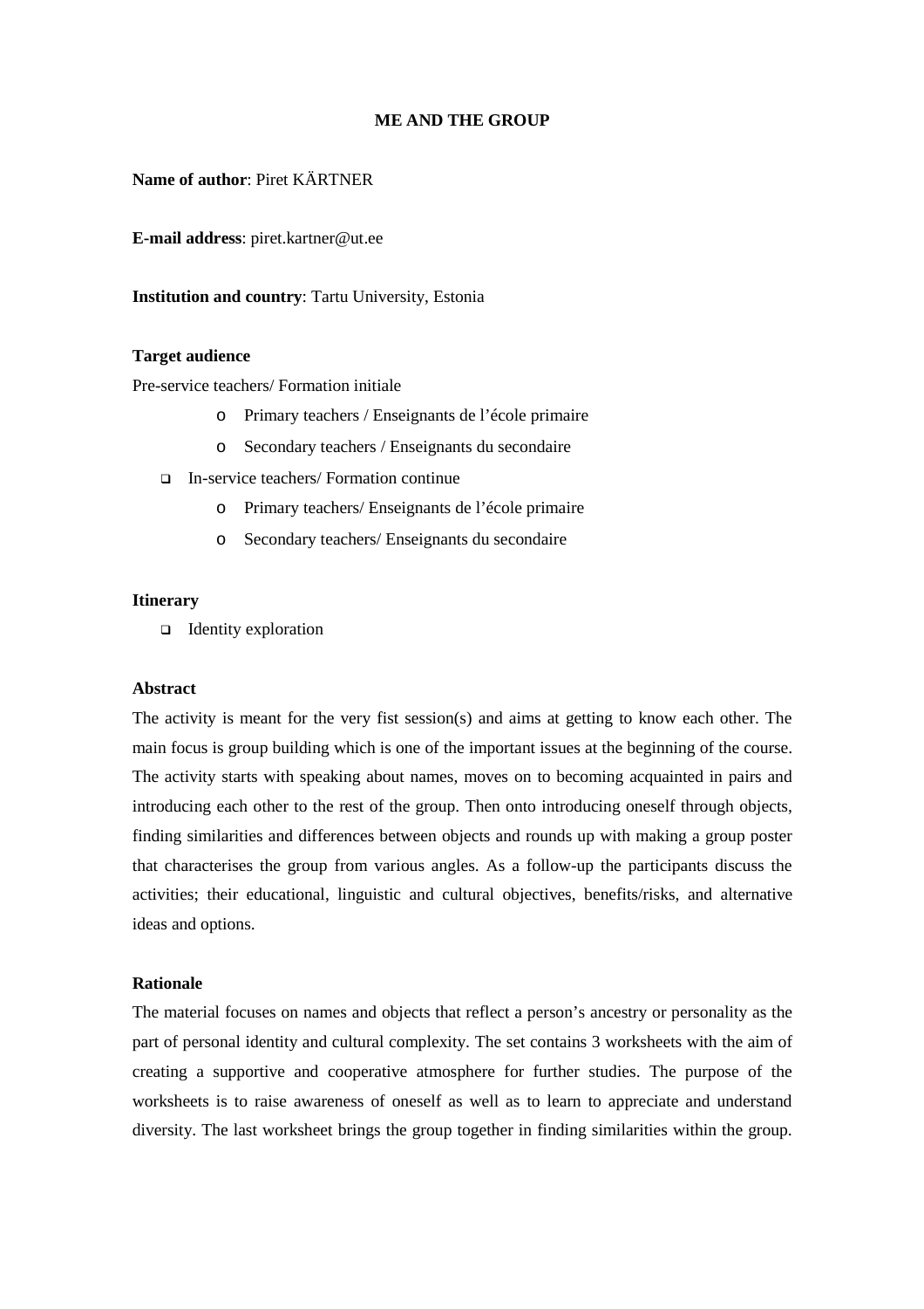# ME AND THE GROUP

**Name of author**: Piret KÄRTNER

**E-mail address**: piret.kartner@ut.ee

**Institution and country**: Tartu University, Estonia

**Target audience**

Pre-service teachers/ Formation initiale

- Primary teachers / Enseignants de l'école primaire
- Secondary teachers / Enseignants du secondaire

- In-service teachers/ Formation continue
  - Primary teachers/ Enseignants de l'école primaire
  - Secondary teachers/ Enseignants du secondaire

**Itinerary**

- Identity exploration

**Abstract**

The activity is meant for the very fist session(s) and aims at getting to know each other. The main focus is group building which is one of the important issues at the beginning of the course. The activity starts with speaking about names, moves on to becoming acquainted in pairs and introducing each other to the rest of the group. Then onto introducing oneself through objects, finding similarities and differences between objects and rounds up with making a group poster that characterises the group from various angles. As a follow-up the participants discuss the activities; their educational, linguistic and cultural objectives, benefits/risks, and alternative ideas and options.

**Rationale**

The material focuses on names and objects that reflect a person's ancestry or personality as the part of personal identity and cultural complexity. The set contains 3 worksheets with the aim of creating a supportive and cooperative atmosphere for further studies. The purpose of the worksheets is to raise awareness of oneself as well as to learn to appreciate and understand diversity. The last worksheet brings the group together in finding similarities within the group.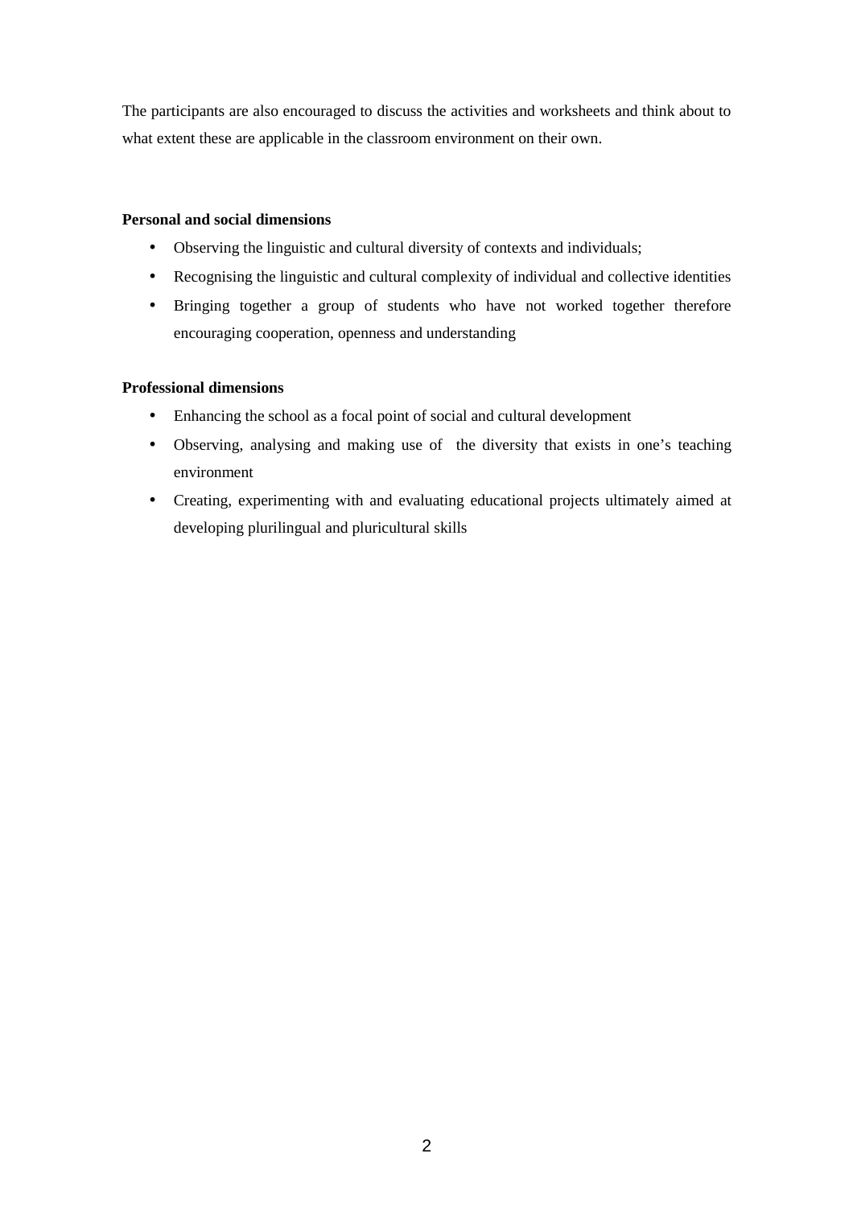The participants are also encouraged to discuss the activities and worksheets and think about to what extent these are applicable in the classroom environment on their own.

**Personal and social dimensions**

- Observing the linguistic and cultural diversity of contexts and individuals;
- Recognising the linguistic and cultural complexity of individual and collective identities
- Bringing together a group of students who have not worked together therefore encouraging cooperation, openness and understanding

**Professional dimensions**

- Enhancing the school as a focal point of social and cultural development
- Observing, analysing and making use of the diversity that exists in one's teaching environment
- Creating, experimenting with and evaluating educational projects ultimately aimed at developing plurilingual and pluricultural skills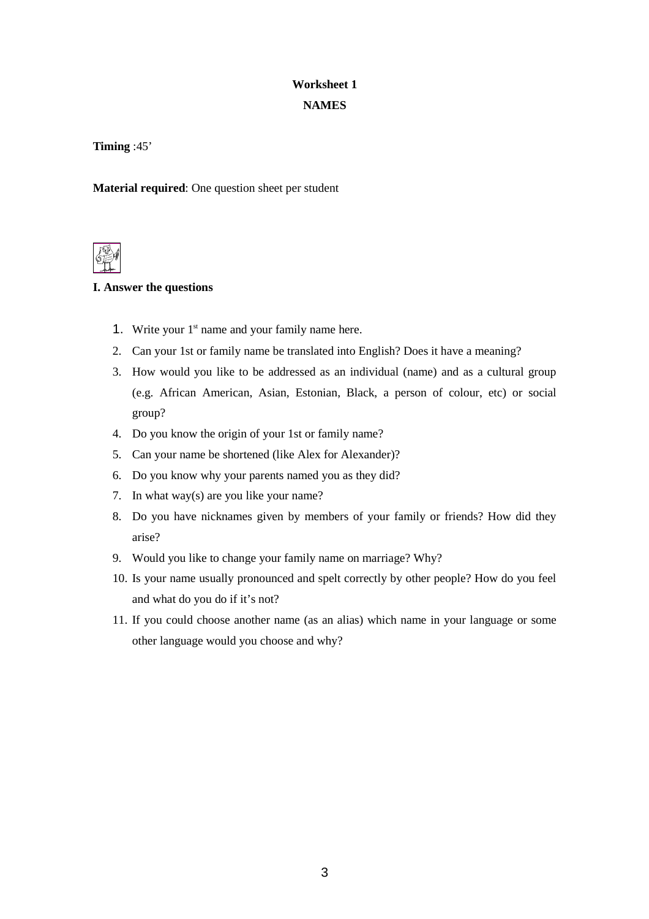**Worksheet 1**

**NAMES**

**Timing** :45’

**Material required**: One question sheet per student

**I. Answer the questions**

1. Write your 1st name and your family name here.
2. Can your 1st or family name be translated into English? Does it have a meaning?
3. How would you like to be addressed as an individual (name) and as a cultural group (e.g. African American, Asian, Estonian, Black, a person of colour, etc) or social group?
4. Do you know the origin of your 1st or family name?
5. Can your name be shortened (like Alex for Alexander)?
6. Do you know why your parents named you as they did?
7. In what way(s) are you like your name?
8. Do you have nicknames given by members of your family or friends? How did they arise?
9. Would you like to change your family name on marriage? Why?
10. Is your name usually pronounced and spelt correctly by other people? How do you feel and what do you do if it’s not?
11. If you could choose another name (as an alias) which name in your language or some other language would you choose and why?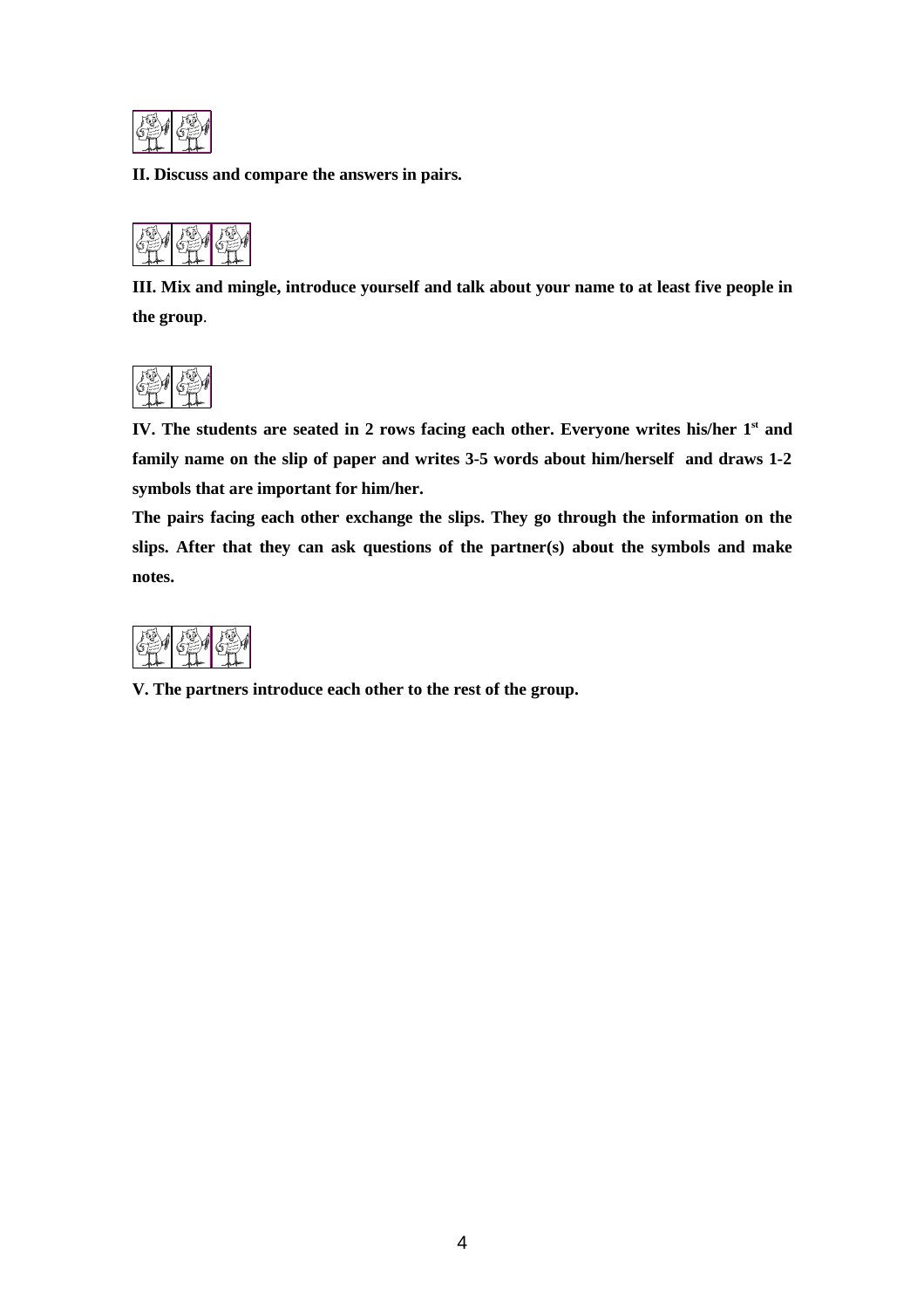**II. Discuss and compare the answers in pairs.**

**III. Mix and mingle, introduce yourself and talk about your name to at least five people in the group**.

**IV. The students are seated in 2 rows facing each other. Everyone writes his/her 1st and family name on the slip of paper and writes 3-5 words about him/herself and draws 1-2 symbols that are important for him/her.**

**The pairs facing each other exchange the slips. They go through the information on the slips. After that they can ask questions of the partner(s) about the symbols and make notes.**

**V. The partners introduce each other to the rest of the group.**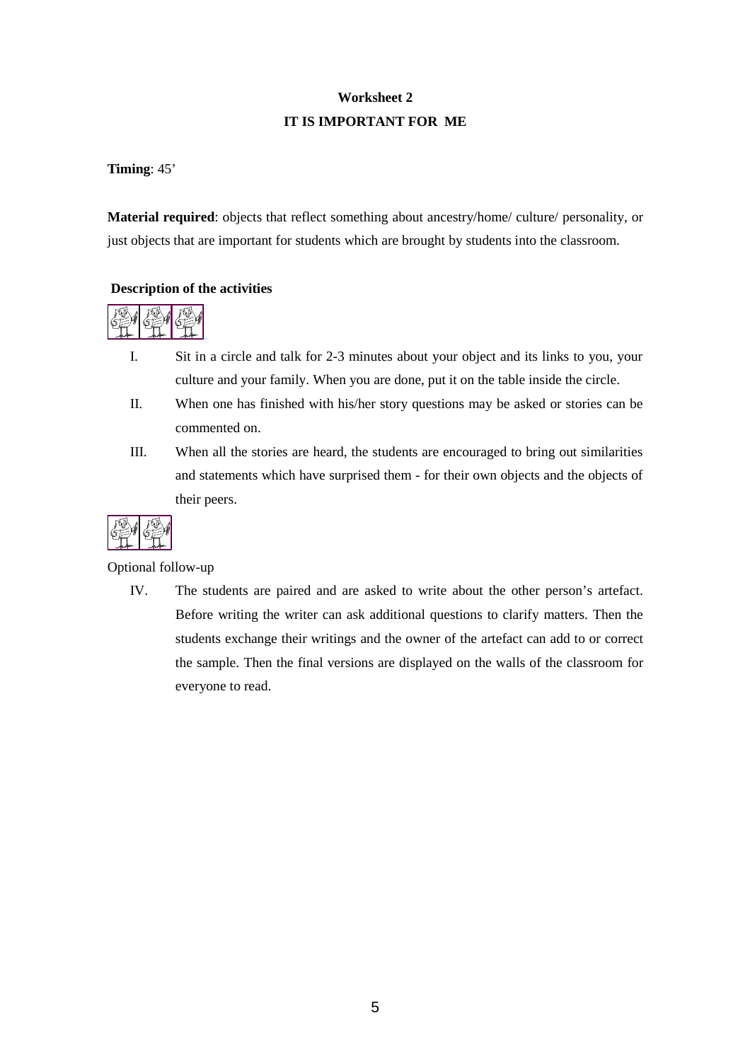# Worksheet 2
## IT IS IMPORTANT FOR ME

**Timing**: 45'

**Material required**: objects that reflect something about ancestry/home/ culture/ personality, or just objects that are important for students which are brought by students into the classroom.

**Description of the activities**

I. Sit in a circle and talk for 2-3 minutes about your object and its links to you, your culture and your family. When you are done, put it on the table inside the circle.

II. When one has finished with his/her story questions may be asked or stories can be commented on.

III. When all the stories are heard, the students are encouraged to bring out similarities and statements which have surprised them - for their own objects and the objects of their peers.

Optional follow-up

IV. The students are paired and are asked to write about the other person's artefact. Before writing the writer can ask additional questions to clarify matters. Then the students exchange their writings and the owner of the artefact can add to or correct the sample. Then the final versions are displayed on the walls of the classroom for everyone to read.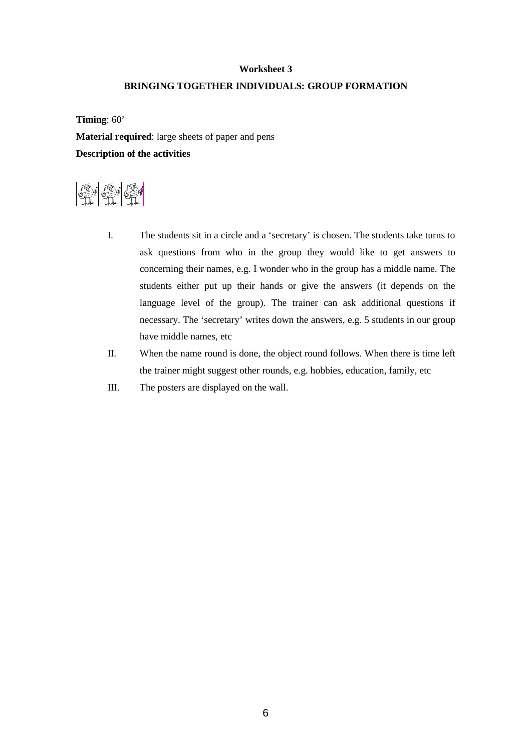**Worksheet 3**

**BRINGING TOGETHER INDIVIDUALS: GROUP FORMATION**

**Timing**: 60'

**Material required**: large sheets of paper and pens

**Description of the activities**

I. The students sit in a circle and a 'secretary' is chosen. The students take turns to ask questions from who in the group they would like to get answers to concerning their names, e.g. I wonder who in the group has a middle name. The students either put up their hands or give the answers (it depends on the language level of the group). The trainer can ask additional questions if necessary. The 'secretary' writes down the answers, e.g. 5 students in our group have middle names, etc

II. When the name round is done, the object round follows. When there is time left the trainer might suggest other rounds, e.g. hobbies, education, family, etc

III. The posters are displayed on the wall.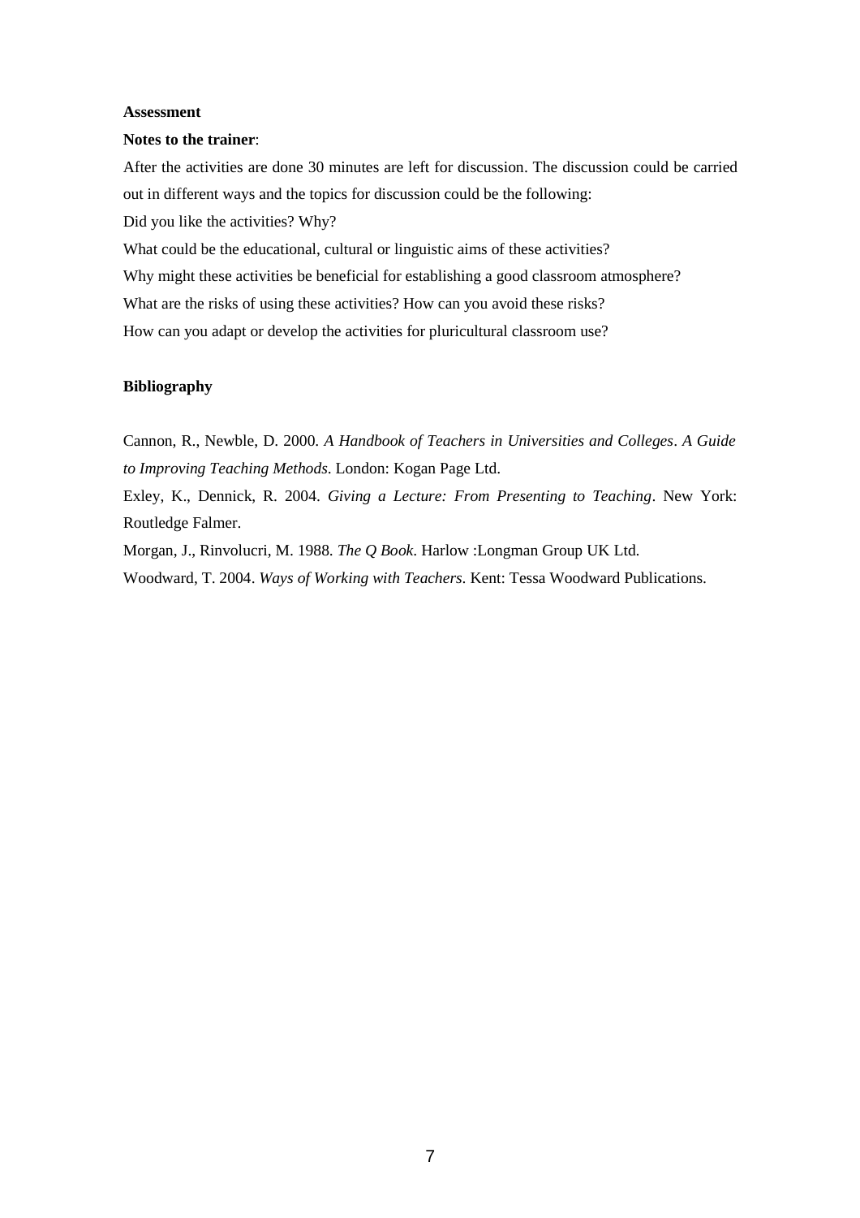**Assessment**

**Notes to the trainer**:

After the activities are done 30 minutes are left for discussion. The discussion could be carried out in different ways and the topics for discussion could be the following:

Did you like the activities? Why?

What could be the educational, cultural or linguistic aims of these activities?

Why might these activities be beneficial for establishing a good classroom atmosphere?

What are the risks of using these activities? How can you avoid these risks?

How can you adapt or develop the activities for pluricultural classroom use?

**Bibliography**

Cannon, R., Newble, D. 2000. *A Handbook of Teachers in Universities and Colleges*. *A Guide to Improving Teaching Methods*. London: Kogan Page Ltd.

Exley, K., Dennick, R. 2004. *Giving a Lecture: From Presenting to Teaching*. New York: Routledge Falmer.

Morgan, J., Rinvolucri, M. 1988. *The Q Book*. Harlow :Longman Group UK Ltd.

Woodward, T. 2004. *Ways of Working with Teachers*. Kent: Tessa Woodward Publications.